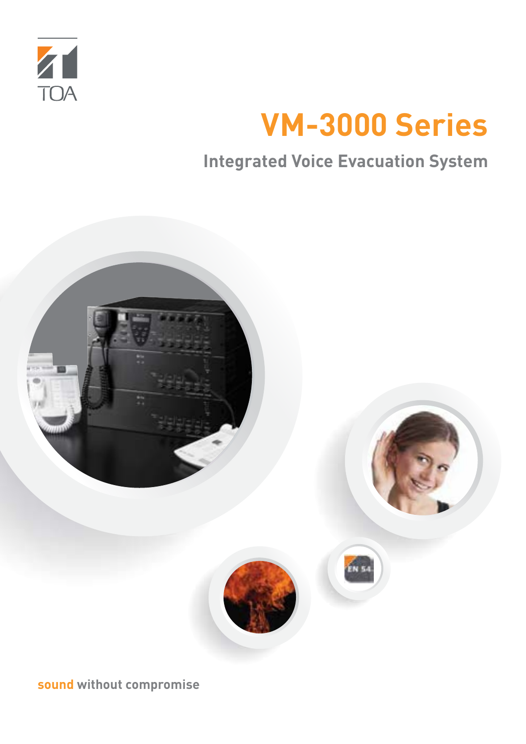TOA

# VM-3000 Series

## Integrated Voice Evacuation System

EN 54

**sound without compromise**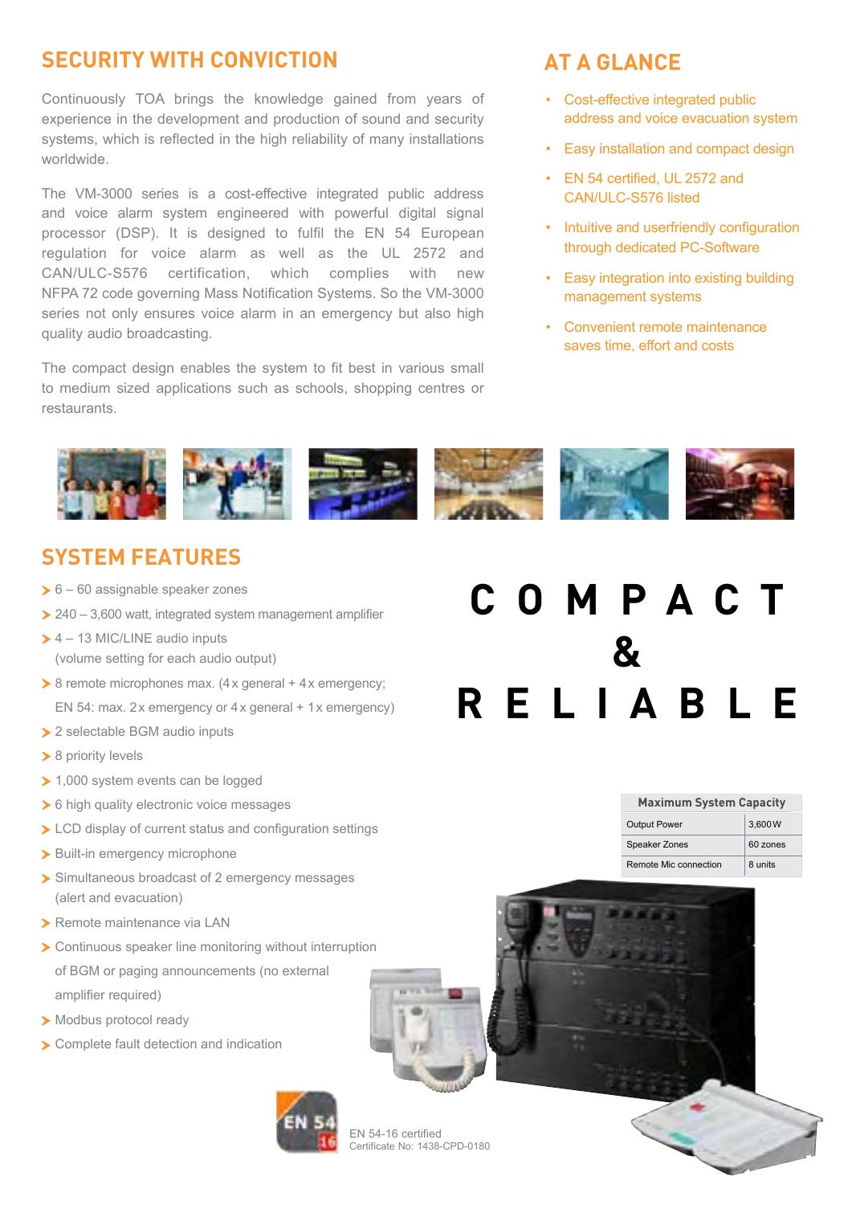## SECURITY WITH CONVICTION

Continuously TOA brings the knowledge gained from years of experience in the development and production of sound and security systems, which is reflected in the high reliability of many installations worldwide.

The VM-3000 series is a cost-effective integrated public address and voice alarm system engineered with powerful digital signal processor (DSP). It is designed to fulfil the EN 54 European regulation for voice alarm as well as the UL 2572 and CAN/ULC-S576 certification, which complies with new NFPA 72 code governing Mass Notification Systems. So the VM-3000 series not only ensures voice alarm in an emergency but also high quality audio broadcasting.

The compact design enables the system to fit best in various small to medium sized applications such as schools, shopping centres or restaurants.

## AT A GLANCE

- Cost-effective integrated public address and voice evacuation system
- Easy installation and compact design
- EN 54 certified, UL 2572 and CAN/ULC-S576 listed
- Intuitive and userfriendly configuration through dedicated PC-Software
- Easy integration into existing building management systems
- Convenient remote maintenance saves time, effort and costs

## SYSTEM FEATURES

- 6 – 60 assignable speaker zones
- 240 – 3,600 watt, integrated system management amplifier
- 4 – 13 MIC/LINE audio inputs (volume setting for each audio output)
- 8 remote microphones max. (4x general + 4x emergency; EN 54: max. 2x emergency or 4x general + 1x emergency)
- 2 selectable BGM audio inputs
- 8 priority levels
- 1,000 system events can be logged
- 6 high quality electronic voice messages
- LCD display of current status and configuration settings
- Built-in emergency microphone
- Simultaneous broadcast of 2 emergency messages (alert and evacuation)
- Remote maintenance via LAN
- Continuous speaker line monitoring without interruption of BGM or paging announcements (no external amplifier required)
- Modbus protocol ready
- Complete fault detection and indication

# COMPACT & RELIABLE

| Maximum System Capacity | |
|---|---|
| Output Power | 3,600 W |
| Speaker Zones | 60 zones |
| Remote Mic connection | 8 units |

EN 54-16 certified
Certificate No: 1438-CPD-0180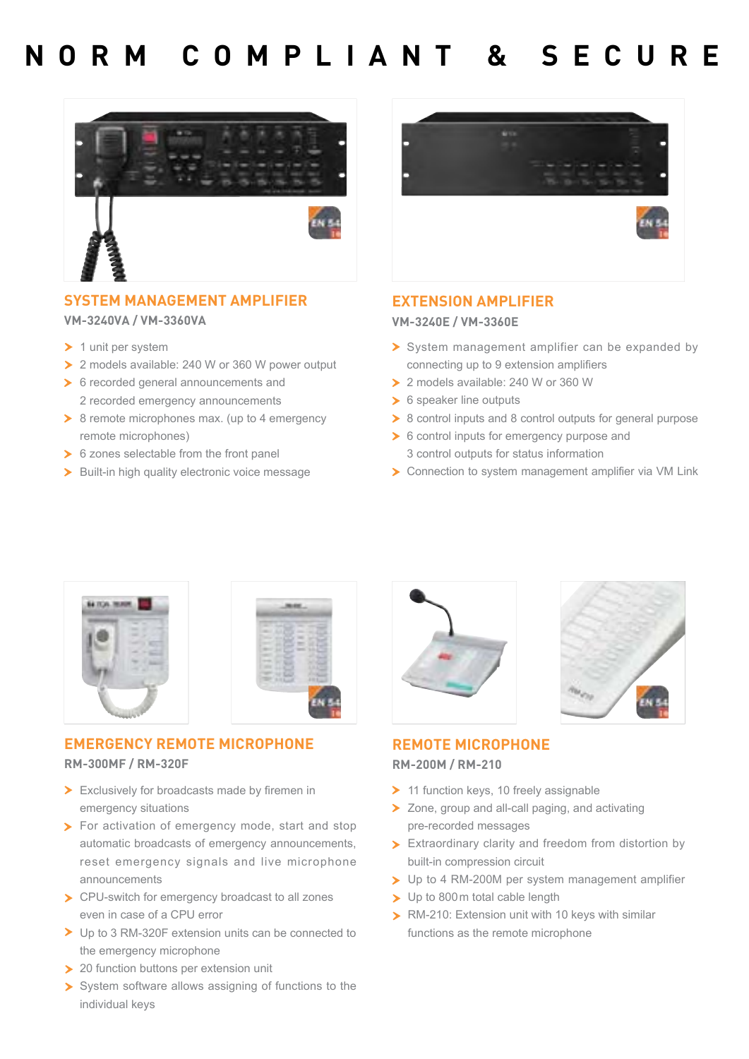# NORM COMPLIANT & SECURE

## SYSTEM MANAGEMENT AMPLIFIER

**VM-3240VA / VM-3360VA**

- 1 unit per system
- 2 models available: 240 W or 360 W power output
- 6 recorded general announcements and 2 recorded emergency announcements
- 8 remote microphones max. (up to 4 emergency remote microphones)
- 6 zones selectable from the front panel
- Built-in high quality electronic voice message

## EXTENSION AMPLIFIER

**VM-3240E / VM-3360E**

- System management amplifier can be expanded by connecting up to 9 extension amplifiers
- 2 models available: 240 W or 360 W
- 6 speaker line outputs
- 8 control inputs and 8 control outputs for general purpose
- 6 control inputs for emergency purpose and 3 control outputs for status information
- Connection to system management amplifier via VM Link

## EMERGENCY REMOTE MICROPHONE

**RM-300MF / RM-320F**

- Exclusively for broadcasts made by firemen in emergency situations
- For activation of emergency mode, start and stop automatic broadcasts of emergency announcements, reset emergency signals and live microphone announcements
- CPU-switch for emergency broadcast to all zones even in case of a CPU error
- Up to 3 RM-320F extension units can be connected to the emergency microphone
- 20 function buttons per extension unit
- System software allows assigning of functions to the individual keys

## REMOTE MICROPHONE

**RM-200M / RM-210**

- 11 function keys, 10 freely assignable
- Zone, group and all-call paging, and activating pre-recorded messages
- Extraordinary clarity and freedom from distortion by built-in compression circuit
- Up to 4 RM-200M per system management amplifier
- Up to 800 m total cable length
- RM-210: Extension unit with 10 keys with similar functions as the remote microphone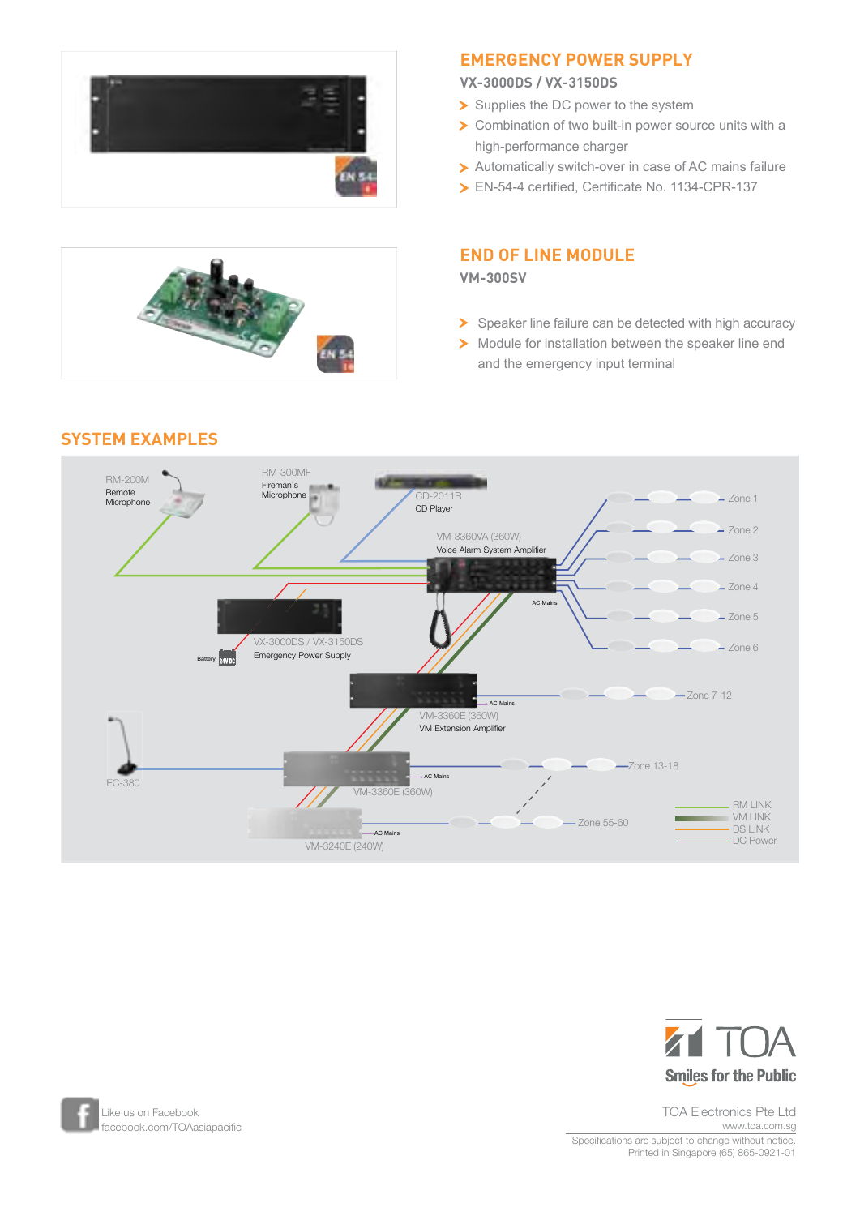## EMERGENCY POWER SUPPLY

**VX-3000DS / VX-3150DS**

- Supplies the DC power to the system
- Combination of two built-in power source units with a high-performance charger
- Automatically switch-over in case of AC mains failure
- EN-54-4 certified, Certificate No. 1134-CPR-137

## END OF LINE MODULE

**VM-300SV**

- Speaker line failure can be detected with high accuracy
- Module for installation between the speaker line end and the emergency input terminal

## SYSTEM EXAMPLES

RM-200M
Remote Microphone

RM-300MF
Fireman's Microphone

CD-2011R
CD Player

VM-3360VA (360W)
Voice Alarm System Amplifier

AC Mains

VX-3000DS / VX-3150DS
Emergency Power Supply

Battery 24V DC

Zone 1
Zone 2
Zone 3
Zone 4
Zone 5
Zone 6

VM-3360E (360W)
VM Extension Amplifier

Zone 7-12

EC-380

VM-3360E (360W)

Zone 13-18

VM-3240E (240W)

Zone 55-60

RM LINK
VM LINK
DS LINK
DC Power

TOA
Smiles for the Public

Like us on Facebook
facebook.com/TOAasiapacific

TOA Electronics Pte Ltd
www.toa.com.sg

Specifications are subject to change without notice.
Printed in Singapore (65) 865-0921-01